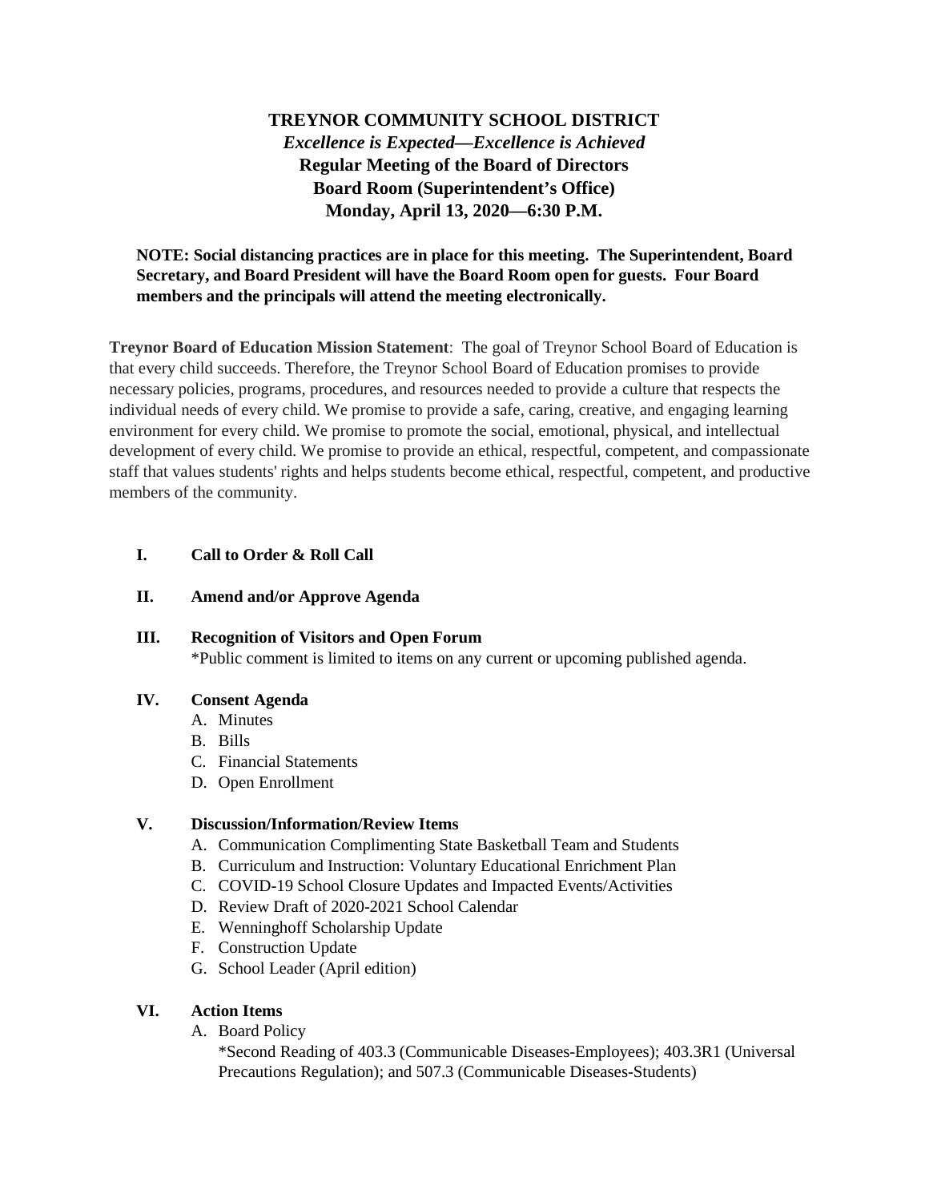# TREYNOR COMMUNITY SCHOOL DISTRICT

***Excellence is Expected—Excellence is Achieved***

**Regular Meeting of the Board of Directors**

**Board Room (Superintendent's Office)**

**Monday, April 13, 2020—6:30 P.M.**

**NOTE: Social distancing practices are in place for this meeting. The Superintendent, Board Secretary, and Board President will have the Board Room open for guests. Four Board members and the principals will attend the meeting electronically.**

**Treynor Board of Education Mission Statement**: The goal of Treynor School Board of Education is that every child succeeds. Therefore, the Treynor School Board of Education promises to provide necessary policies, programs, procedures, and resources needed to provide a culture that respects the individual needs of every child. We promise to provide a safe, caring, creative, and engaging learning environment for every child. We promise to promote the social, emotional, physical, and intellectual development of every child. We promise to provide an ethical, respectful, competent, and compassionate staff that values students' rights and helps students become ethical, respectful, competent, and productive members of the community.

**I. Call to Order & Roll Call**

**II. Amend and/or Approve Agenda**

**III. Recognition of Visitors and Open Forum**

*Public comment is limited to items on any current or upcoming published agenda.

**IV. Consent Agenda**

A. Minutes
B. Bills
C. Financial Statements
D. Open Enrollment

**V. Discussion/Information/Review Items**

A. Communication Complimenting State Basketball Team and Students
B. Curriculum and Instruction: Voluntary Educational Enrichment Plan
C. COVID-19 School Closure Updates and Impacted Events/Activities
D. Review Draft of 2020-2021 School Calendar
E. Wenninghoff Scholarship Update
F. Construction Update
G. School Leader (April edition)

**VI. Action Items**

A. Board Policy

*Second Reading of 403.3 (Communicable Diseases-Employees); 403.3R1 (Universal Precautions Regulation); and 507.3 (Communicable Diseases-Students)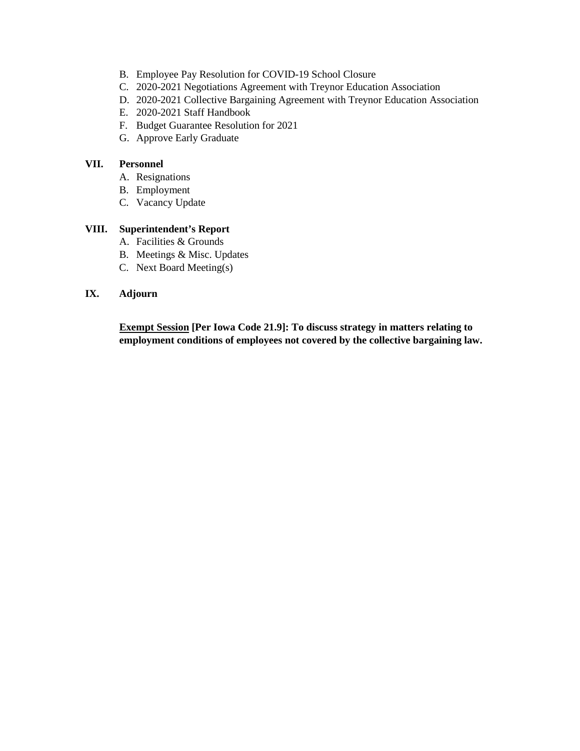B. Employee Pay Resolution for COVID-19 School Closure
C. 2020-2021 Negotiations Agreement with Treynor Education Association
D. 2020-2021 Collective Bargaining Agreement with Treynor Education Association
E. 2020-2021 Staff Handbook
F. Budget Guarantee Resolution for 2021
G. Approve Early Graduate

**VII. Personnel**

A. Resignations
B. Employment
C. Vacancy Update

**VIII. Superintendent's Report**

A. Facilities & Grounds
B. Meetings & Misc. Updates
C. Next Board Meeting(s)

**IX. Adjourn**

**<u>Exempt Session</u> [Per Iowa Code 21.9]: To discuss strategy in matters relating to employment conditions of employees not covered by the collective bargaining law.**